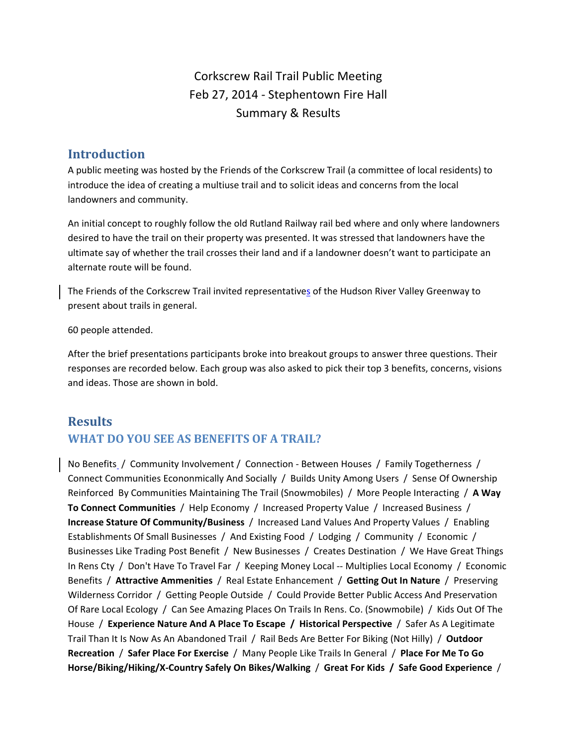Corkscrew Rail Trail Public Meeting
Feb 27, 2014 - Stephentown Fire Hall
Summary & Results

## Introduction

A public meeting was hosted by the Friends of the Corkscrew Trail (a committee of local residents) to introduce the idea of creating a multiuse trail and to solicit ideas and concerns from the local landowners and community.

An initial concept to roughly follow the old Rutland Railway rail bed where and only where landowners desired to have the trail on their property was presented. It was stressed that landowners have the ultimate say of whether the trail crosses their land and if a landowner doesn't want to participate an alternate route will be found.

The Friends of the Corkscrew Trail invited representatives of the Hudson River Valley Greenway to present about trails in general.

60 people attended.

After the brief presentations participants broke into breakout groups to answer three questions. Their responses are recorded below. Each group was also asked to pick their top 3 benefits, concerns, visions and ideas. Those are shown in bold.

## Results

### WHAT DO YOU SEE AS BENEFITS OF A TRAIL?

No Benefits / Community Involvement / Connection - Between Houses / Family Togetherness / Connect Communities Econonmically And Socially / Builds Unity Among Users / Sense Of Ownership Reinforced By Communities Maintaining The Trail (Snowmobiles) / More People Interacting / **A Way To Connect Communities** / Help Economy / Increased Property Value / Increased Business / **Increase Stature Of Community/Business** / Increased Land Values And Property Values / Enabling Establishments Of Small Businesses / And Existing Food / Lodging / Community / Economic / Businesses Like Trading Post Benefit / New Businesses / Creates Destination / We Have Great Things In Rens Cty / Don't Have To Travel Far / Keeping Money Local -- Multiplies Local Economy / Economic Benefits / **Attractive Ammenities** / Real Estate Enhancement / **Getting Out In Nature** / Preserving Wilderness Corridor / Getting People Outside / Could Provide Better Public Access And Preservation Of Rare Local Ecology / Can See Amazing Places On Trails In Rens. Co. (Snowmobile) / Kids Out Of The House / **Experience Nature And A Place To Escape** / **Historical Perspective** / Safer As A Legitimate Trail Than It Is Now As An Abandoned Trail / Rail Beds Are Better For Biking (Not Hilly) / **Outdoor Recreation** / **Safer Place For Exercise** / Many People Like Trails In General / **Place For Me To Go Horse/Biking/Hiking/X-Country Safely On Bikes/Walking** / **Great For Kids** / **Safe Good Experience** /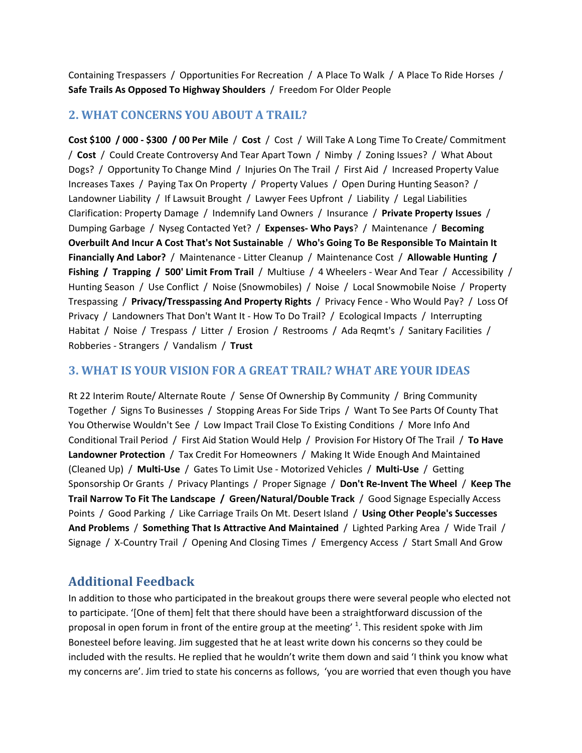Containing Trespassers / Opportunities For Recreation / A Place To Walk / A Place To Ride Horses / **Safe Trails As Opposed To Highway Shoulders** / Freedom For Older People

## 2. WHAT CONCERNS YOU ABOUT A TRAIL?

**Cost $100 / 000 - $300 / 00 Per Mile** / **Cost** / Cost / Will Take A Long Time To Create/ Commitment / **Cost** / Could Create Controversy And Tear Apart Town / Nimby / Zoning Issues? / What About Dogs? / Opportunity To Change Mind / Injuries On The Trail / First Aid / Increased Property Value Increases Taxes / Paying Tax On Property / Property Values / Open During Hunting Season? / Landowner Liability / If Lawsuit Brought / Lawyer Fees Upfront / Liability / Legal Liabilities Clarification: Property Damage / Indemnify Land Owners / Insurance / **Private Property Issues** / Dumping Garbage / Nyseg Contacted Yet? / **Expenses- Who Pays**? / Maintenance / **Becoming Overbuilt And Incur A Cost That's Not Sustainable** / **Who's Going To Be Responsible To Maintain It Financially And Labor?** / Maintenance - Litter Cleanup / Maintenance Cost / **Allowable Hunting / Fishing / Trapping / 500' Limit From Trail** / Multiuse / 4 Wheelers - Wear And Tear / Accessibility / Hunting Season / Use Conflict / Noise (Snowmobiles) / Noise / Local Snowmobile Noise / Property Trespassing / **Privacy/Tresspassing And Property Rights** / Privacy Fence - Who Would Pay? / Loss Of Privacy / Landowners That Don't Want It - How To Do Trail? / Ecological Impacts / Interrupting Habitat / Noise / Trespass / Litter / Erosion / Restrooms / Ada Reqmt's / Sanitary Facilities / Robberies - Strangers / Vandalism / **Trust**

## 3. WHAT IS YOUR VISION FOR A GREAT TRAIL? WHAT ARE YOUR IDEAS

Rt 22 Interim Route/ Alternate Route / Sense Of Ownership By Community / Bring Community Together / Signs To Businesses / Stopping Areas For Side Trips / Want To See Parts Of County That You Otherwise Wouldn't See / Low Impact Trail Close To Existing Conditions / More Info And Conditional Trail Period / First Aid Station Would Help / Provision For History Of The Trail / **To Have Landowner Protection** / Tax Credit For Homeowners / Making It Wide Enough And Maintained (Cleaned Up) / **Multi-Use** / Gates To Limit Use - Motorized Vehicles / **Multi-Use** / Getting Sponsorship Or Grants / Privacy Plantings / Proper Signage / **Don't Re-Invent The Wheel** / **Keep The Trail Narrow To Fit The Landscape / Green/Natural/Double Track** / Good Signage Especially Access Points / Good Parking / Like Carriage Trails On Mt. Desert Island / **Using Other People's Successes And Problems** / **Something That Is Attractive And Maintained** / Lighted Parking Area / Wide Trail / Signage / X-Country Trail / Opening And Closing Times / Emergency Access / Start Small And Grow

## Additional Feedback

In addition to those who participated in the breakout groups there were several people who elected not to participate. '[One of them] felt that there should have been a straightforward discussion of the proposal in open forum in front of the entire group at the meeting' [1]. This resident spoke with Jim Bonesteel before leaving. Jim suggested that he at least write down his concerns so they could be included with the results. He replied that he wouldn't write them down and said 'I think you know what my concerns are'. Jim tried to state his concerns as follows, 'you are worried that even though you have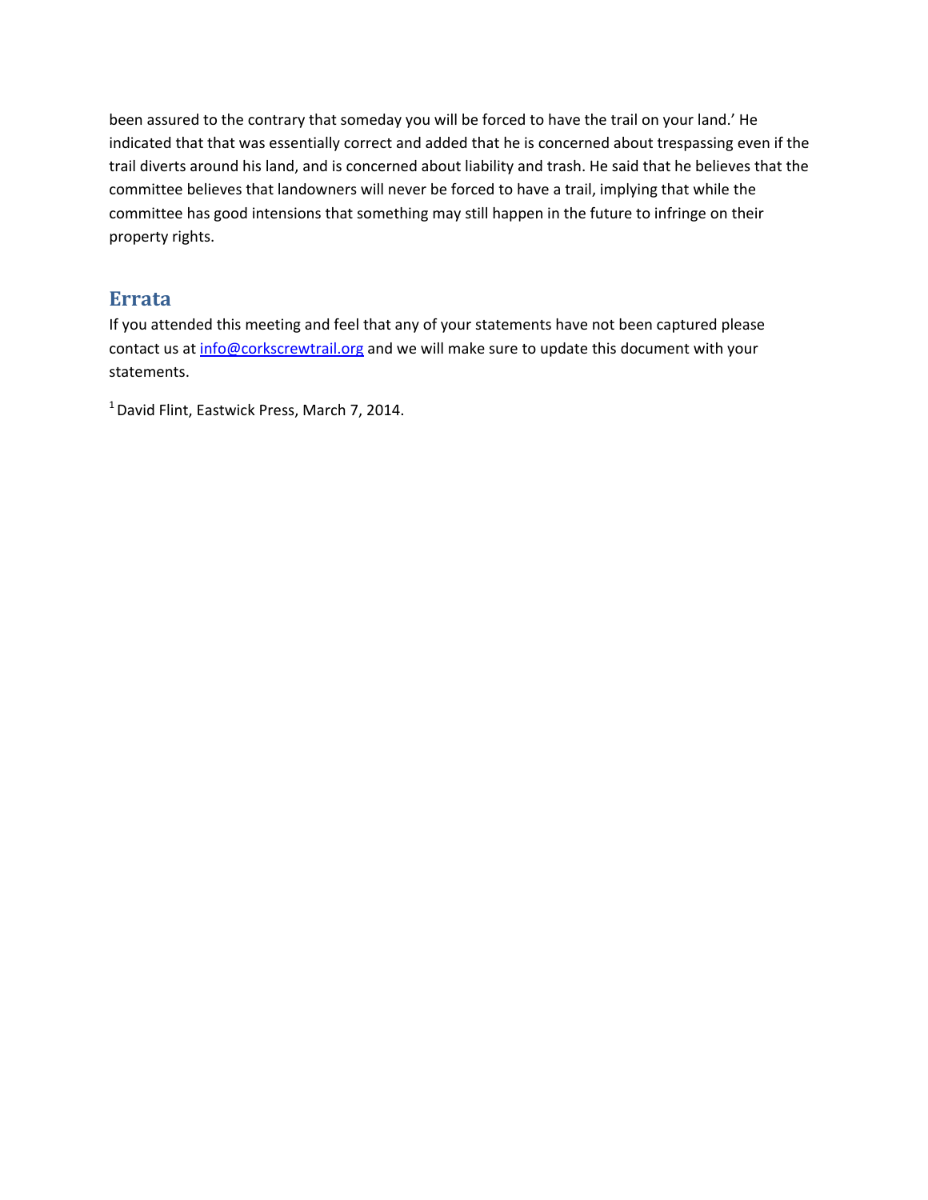been assured to the contrary that someday you will be forced to have the trail on your land.' He indicated that that was essentially correct and added that he is concerned about trespassing even if the trail diverts around his land, and is concerned about liability and trash. He said that he believes that the committee believes that landowners will never be forced to have a trail, implying that while the committee has good intensions that something may still happen in the future to infringe on their property rights.

## Errata

If you attended this meeting and feel that any of your statements have not been captured please contact us at info@corkscrewtrail.org and we will make sure to update this document with your statements.

[1] David Flint, Eastwick Press, March 7, 2014.